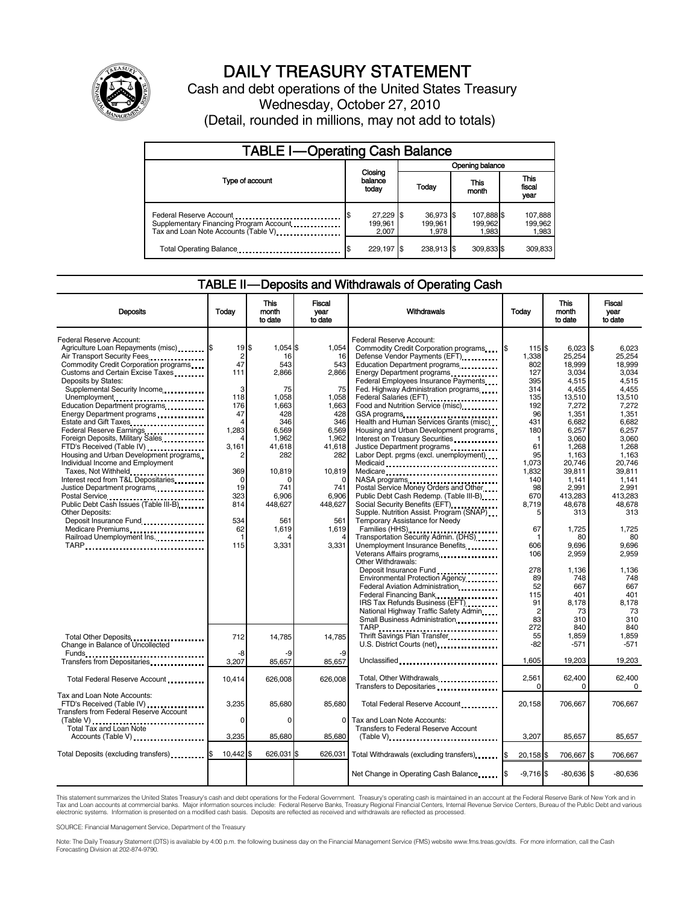# DAILY TREASURY STATEMENT

Cash and debt operations of the United States Treasury
Wednesday, October 27, 2010
(Detail, rounded in millions, may not add to totals)

## TABLE I—Operating Cash Balance

| Type of account | Closing balance today | Opening balance Today | Opening balance This month | Opening balance This fiscal year |
|---|---|---|---|---|
| Federal Reserve Account | $ 27,229 | $ 36,973 | $ 107,888 | $ 107,888 |
| Supplementary Financing Program Account | 199,961 | 199,961 | 199,962 | 199,962 |
| Tax and Loan Note Accounts (Table V) | 2,007 | 1,978 | 1,983 | 1,983 |
| Total Operating Balance | $ 229,197 | $ 238,913 | $ 309,833 | $ 309,833 |

## TABLE II—Deposits and Withdrawals of Operating Cash

| Deposits | Today | This month to date | Fiscal year to date |
|---|---|---|---|
| Federal Reserve Account: | | | |
| Agriculture Loan Repayments (misc) | $ 19 | $ 1,054 | $ 1,054 |
| Air Transport Security Fees | 2 | 16 | 16 |
| Commodity Credit Corporation programs | 47 | 543 | 543 |
| Customs and Certain Excise Taxes | 111 | 2,866 | 2,866 |
| Deposits by States: | | | |
| Supplemental Security Income | 3 | 75 | 75 |
| Unemployment | 118 | 1,058 | 1,058 |
| Education Department programs | 176 | 1,663 | 1,663 |
| Energy Department programs | 47 | 428 | 428 |
| Estate and Gift Taxes | 4 | 346 | 346 |
| Federal Reserve Earnings | 1,283 | 6,569 | 6,569 |
| Foreign Deposits, Military Sales | 4 | 1,962 | 1,962 |
| FTD's Received (Table IV) | 3,161 | 41,618 | 41,618 |
| Housing and Urban Development programs | 2 | 282 | 282 |
| Individual Income and Employment Taxes, Not Withheld | 369 | 10,819 | 10,819 |
| Interest recd from T&L Depositaries | 0 | 0 | 0 |
| Justice Department programs | 19 | 741 | 741 |
| Postal Service | 323 | 6,906 | 6,906 |
| Public Debt Cash Issues (Table III-B) | 814 | 448,627 | 448,627 |
| Other Deposits: | | | |
| Deposit Insurance Fund | 534 | 561 | 561 |
| Medicare Premiums | 62 | 1,619 | 1,619 |
| Railroad Unemployment Ins. | 1 | 4 | 4 |
| TARP | 115 | 3,331 | 3,331 |
| Total Other Deposits | 712 | 14,785 | 14,785 |
| Change in Balance of Uncollected Funds | -8 | -9 | -9 |
| Transfers from Depositaries | 3,207 | 85,657 | 85,657 |
| Total Federal Reserve Account | 10,414 | 626,008 | 626,008 |
| Tax and Loan Note Accounts: | | | |
| FTD's Received (Table IV) | 3,235 | 85,680 | 85,680 |
| Transfers from Federal Reserve Account (Table V) | 0 | 0 | 0 |
| Total Tax and Loan Note Accounts (Table V) | 3,235 | 85,680 | 85,680 |
| Total Deposits (excluding transfers) | $ 10,442 | $ 626,031 | $ 626,031 |

| Withdrawals | Today | This month to date | Fiscal year to date |
|---|---|---|---|
| Federal Reserve Account: | | | |
| Commodity Credit Corporation programs | $ 115 | $ 6,023 | $ 6,023 |
| Defense Vendor Payments (EFT) | 1,338 | 25,254 | 25,254 |
| Education Department programs | 802 | 18,999 | 18,999 |
| Energy Department programs | 127 | 3,034 | 3,034 |
| Federal Employees Insurance Payments | 395 | 4,515 | 4,515 |
| Fed. Highway Administration programs | 314 | 4,455 | 4,455 |
| Federal Salaries (EFT) | 135 | 13,510 | 13,510 |
| Food and Nutrition Service (misc) | 192 | 7,272 | 7,272 |
| GSA programs | 96 | 1,351 | 1,351 |
| Health and Human Services Grants (misc) | 431 | 6,682 | 6,682 |
| Housing and Urban Development programs | 180 | 6,257 | 6,257 |
| Interest on Treasury Securities | 1 | 3,060 | 3,060 |
| Justice Department programs | 61 | 1,268 | 1,268 |
| Labor Dept. prgms (excl. unemployment) | 95 | 1,163 | 1,163 |
| Medicaid | 1,073 | 20,746 | 20,746 |
| Medicare | 1,832 | 39,811 | 39,811 |
| NASA programs | 140 | 1,141 | 1,141 |
| Postal Service Money Orders and Other | 98 | 2,991 | 2,991 |
| Public Debt Cash Redemp. (Table III-B) | 670 | 413,283 | 413,283 |
| Social Security Benefits (EFT) | 8,719 | 48,678 | 48,678 |
| Supple. Nutrition Assist. Program (SNAP) | 5 | 313 | 313 |
| Temporary Assistance for Needy Families (HHS) | 67 | 1,725 | 1,725 |
| Transportation Security Admin. (DHS) | 1 | 80 | 80 |
| Unemployment Insurance Benefits | 606 | 9,696 | 9,696 |
| Veterans Affairs programs | 106 | 2,959 | 2,959 |
| Other Withdrawals: | | | |
| Deposit Insurance Fund | 278 | 1,136 | 1,136 |
| Environmental Protection Agency | 89 | 748 | 748 |
| Federal Aviation Administration | 52 | 667 | 667 |
| Federal Financing Bank | 115 | 401 | 401 |
| IRS Tax Refunds Business (EFT) | 91 | 8,178 | 8,178 |
| National Highway Traffic Safety Admin | 2 | 73 | 73 |
| Small Business Administration | 83 | 310 | 310 |
| TARP | 272 | 840 | 840 |
| Thrift Savings Plan Transfer | 55 | 1,859 | 1,859 |
| U.S. District Courts (net) | -82 | -571 | -571 |
| Unclassified | 1,605 | 19,203 | 19,203 |
| Total, Other Withdrawals | 2,561 | 62,400 | 62,400 |
| Transfers to Depositaries | 0 | 0 | 0 |
| Total Federal Reserve Account | 20,158 | 706,667 | 706,667 |
| Tax and Loan Note Accounts: | | | |
| Transfers to Federal Reserve Account (Table V) | 3,207 | 85,657 | 85,657 |
| Total Withdrawals (excluding transfers) | $ 20,158 | $ 706,667 | $ 706,667 |
| Net Change in Operating Cash Balance | $ -9,716 | $ -80,636 | $ -80,636 |

This statement summarizes the United States Treasury's cash and debt operations for the Federal Government. Treasury's operating cash is maintained in an account at the Federal Reserve Bank of New York and in Tax and Loan accounts at commercial banks. Major information sources include: Federal Reserve Banks, Treasury Regional Financial Centers, Internal Revenue Service Centers, Bureau of the Public Debt and various electronic systems. Information is presented on a modified cash basis. Deposits are reflected as received and withdrawals are reflected as processed.

SOURCE: Financial Management Service, Department of the Treasury

Note: The Daily Treasury Statement (DTS) is available by 4:00 p.m. the following business day on the Financial Management Service (FMS) website www.fms.treas.gov/dts. For more information, call the Cash Forecasting Division at 202-874-9790.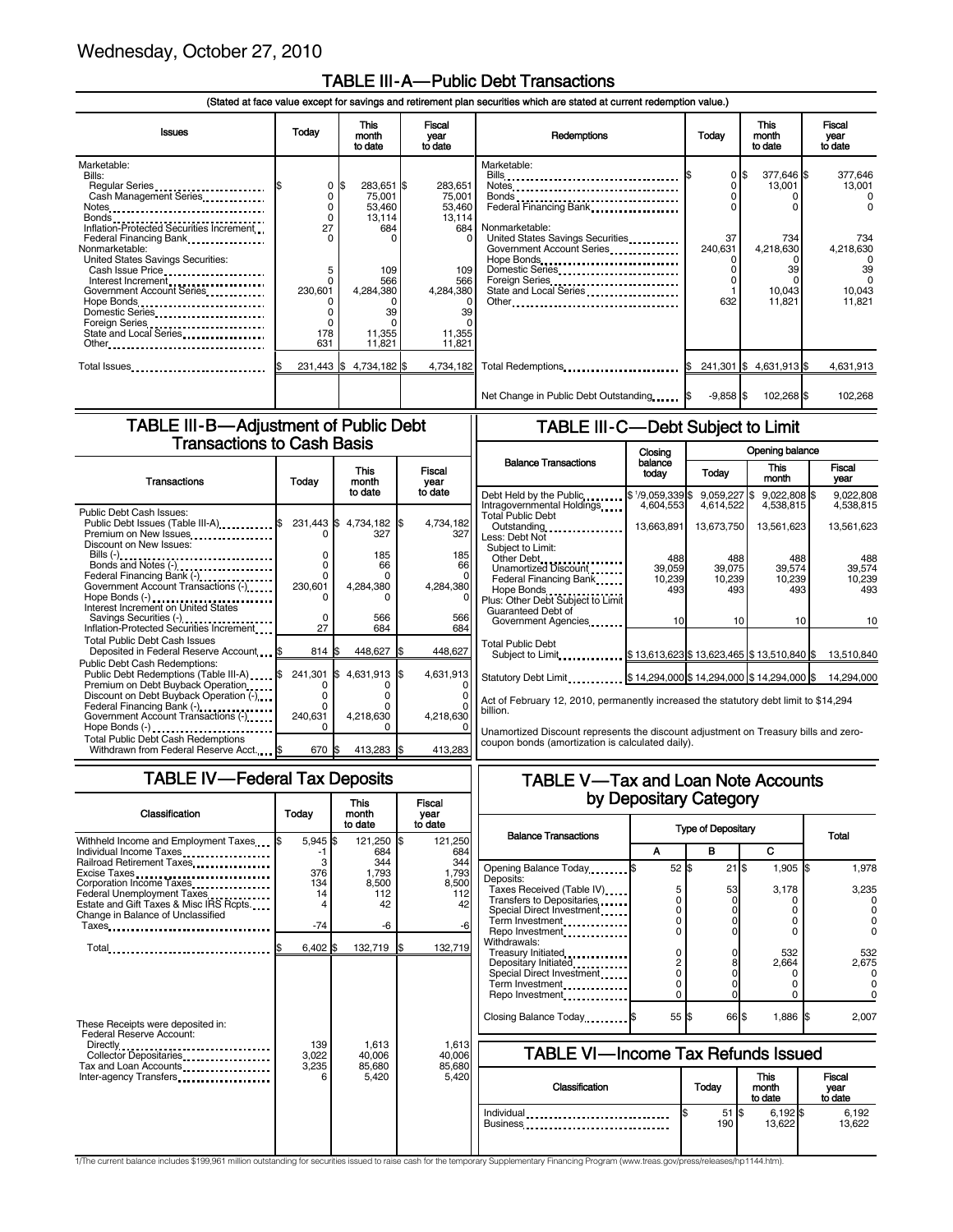Wednesday, October 27, 2010

## TABLE III-A—Public Debt Transactions

(Stated at face value except for savings and retirement plan securities which are stated at current redemption value.)

| Issues | Today | This month to date | Fiscal year to date |
|---|---|---|---|
| Marketable: | | | |
| Bills: | | | |
| Regular Series | $ 0 | $ 283,651 | $ 283,651 |
| Cash Management Series | 0 | 75,001 | 75,001 |
| Notes | 0 | 53,460 | 53,460 |
| Bonds | 0 | 13,114 | 13,114 |
| Inflation-Protected Securities Increment | 27 | 684 | 684 |
| Federal Financing Bank | 0 | 0 | 0 |
| Nonmarketable: | | | |
| United States Savings Securities: | | | |
| Cash Issue Price | 5 | 109 | 109 |
| Interest Increment | 0 | 566 | 566 |
| Government Account Series | 230,601 | 4,284,380 | 4,284,380 |
| Hope Bonds | 0 | 0 | 0 |
| Domestic Series | 0 | 39 | 39 |
| Foreign Series | 0 | 0 | 0 |
| State and Local Series | 178 | 11,355 | 11,355 |
| Other | 631 | 11,821 | 11,821 |
| Total Issues | $ 231,443 | $ 4,734,182 | $ 4,734,182 |

| Redemptions | Today | This month to date | Fiscal year to date |
|---|---|---|---|
| Marketable: | | | |
| Bills | $ 0 | $ 377,646 | $ 377,646 |
| Notes | 0 | 13,001 | 13,001 |
| Bonds | 0 | 0 | 0 |
| Federal Financing Bank | 0 | 0 | 0 |
| Nonmarketable: | | | |
| United States Savings Securities | 37 | 734 | 734 |
| Government Account Series | 240,631 | 4,218,630 | 4,218,630 |
| Hope Bonds | 0 | 0 | 0 |
| Domestic Series | 0 | 39 | 39 |
| Foreign Series | 0 | 0 | 0 |
| State and Local Series | 1 | 10,043 | 10,043 |
| Other | 632 | 11,821 | 11,821 |
| Total Redemptions | $ 241,301 | $ 4,631,913 | $ 4,631,913 |
| Net Change in Public Debt Outstanding | $ -9,858 | $ 102,268 | $ 102,268 |

## TABLE III-B—Adjustment of Public Debt Transactions to Cash Basis

| Transactions | Today | This month to date | Fiscal year to date |
|---|---|---|---|
| Public Debt Cash Issues: | | | |
| Public Debt Issues (Table III-A) | $ 231,443 | $ 4,734,182 | $ 4,734,182 |
| Premium on New Issues | 0 | 327 | 327 |
| Discount on New Issues: | | | |
| Bills (-) | 0 | 185 | 185 |
| Bonds and Notes (-) | 0 | 66 | 66 |
| Federal Financing Bank (-) | 0 | 0 | 0 |
| Government Account Transactions (-) | 230,601 | 4,284,380 | 4,284,380 |
| Hope Bonds (-) | 0 | 0 | 0 |
| Interest Increment on United States Savings Securities (-) | 0 | 566 | 566 |
| Inflation-Protected Securities Increment | 27 | 684 | 684 |
| Total Public Debt Cash Issues Deposited in Federal Reserve Account | $ 814 | $ 448,627 | $ 448,627 |
| Public Debt Cash Redemptions: | | | |
| Public Debt Redemptions (Table III-A) | $ 241,301 | $ 4,631,913 | $ 4,631,913 |
| Premium on Debt Buyback Operation | 0 | 0 | 0 |
| Discount on Debt Buyback Operation (-) | 0 | 0 | 0 |
| Federal Financing Bank (-) | 0 | 0 | 0 |
| Government Account Transactions (-) | 240,631 | 4,218,630 | 4,218,630 |
| Hope Bonds (-) | 0 | 0 | 0 |
| Total Public Debt Cash Redemptions Withdrawn from Federal Reserve Acct. | $ 670 | $ 413,283 | $ 413,283 |

## TABLE III-C—Debt Subject to Limit

| Balance Transactions | Closing balance today | Opening balance Today | Opening balance This month | Opening balance Fiscal year |
|---|---|---|---|---|
| Debt Held by the Public | $ [1]9,059,339 | $ 9,059,227 | $ 9,022,808 | $ 9,022,808 |
| Intragovernmental Holdings | 4,604,553 | 4,614,522 | 4,538,815 | 4,538,815 |
| Total Public Debt Outstanding | 13,663,891 | 13,673,750 | 13,561,623 | 13,561,623 |
| Less: Debt Not Subject to Limit: | | | | |
| Other Debt | 488 | 488 | 488 | 488 |
| Unamortized Discount | 39,059 | 39,075 | 39,574 | 39,574 |
| Federal Financing Bank | 10,239 | 10,239 | 10,239 | 10,239 |
| Hope Bonds | 493 | 493 | 493 | 493 |
| Plus: Other Debt Subject to Limit Guaranteed Debt of Government Agencies | 10 | 10 | 10 | 10 |
| Total Public Debt Subject to Limit | $ 13,613,623 | $ 13,623,465 | $ 13,510,840 | $ 13,510,840 |
| Statutory Debt Limit | $ 14,294,000 | $ 14,294,000 | $ 14,294,000 | $ 14,294,000 |

Act of February 12, 2010, permanently increased the statutory debt limit to $14,294 billion.

Unamortized Discount represents the discount adjustment on Treasury bills and zero-coupon bonds (amortization is calculated daily).

## TABLE IV—Federal Tax Deposits

| Classification | Today | This month to date | Fiscal year to date |
|---|---|---|---|
| Withheld Income and Employment Taxes | $ 5,945 | $ 121,250 | $ 121,250 |
| Individual Income Taxes | -1 | 684 | 684 |
| Railroad Retirement Taxes | 3 | 344 | 344 |
| Excise Taxes | 376 | 1,793 | 1,793 |
| Corporation Income Taxes | 134 | 8,500 | 8,500 |
| Federal Unemployment Taxes | 14 | 112 | 112 |
| Estate and Gift Taxes & Misc IRS Rcpts. | 4 | 42 | 42 |
| Change in Balance of Unclassified Taxes | -74 | -6 | -6 |
| Total | $ 6,402 | $ 132,719 | $ 132,719 |
| These Receipts were deposited in: | | | |
| Federal Reserve Account: | | | |
| Directly | 139 | 1,613 | 1,613 |
| Collector Depositaries | 3,022 | 40,006 | 40,006 |
| Tax and Loan Accounts | 3,235 | 85,680 | 85,680 |
| Inter-agency Transfers | 6 | 5,420 | 5,420 |

## TABLE V—Tax and Loan Note Accounts by Depositary Category

| Balance Transactions | Type of Depositary A | Type of Depositary B | Type of Depositary C | Total |
|---|---|---|---|---|
| Opening Balance Today | $ 52 | $ 21 | $ 1,905 | $ 1,978 |
| Deposits: | | | | |
| Taxes Received (Table IV) | 5 | 53 | 3,178 | 3,235 |
| Transfers to Depositaries | 0 | 0 | 0 | 0 |
| Special Direct Investment | 0 | 0 | 0 | 0 |
| Term Investment | 0 | 0 | 0 | 0 |
| Repo Investment | 0 | 0 | 0 | 0 |
| Withdrawals: | | | | |
| Treasury Initiated | 0 | 0 | 532 | 532 |
| Depositary Initiated | 2 | 8 | 2,664 | 2,675 |
| Special Direct Investment | 0 | 0 | 0 | 0 |
| Term Investment | 0 | 0 | 0 | 0 |
| Repo Investment | 0 | 0 | 0 | 0 |
| Closing Balance Today | $ 55 | $ 66 | $ 1,886 | $ 2,007 |

## TABLE VI—Income Tax Refunds Issued

| Classification | Today | This month to date | Fiscal year to date |
|---|---|---|---|
| Individual | $ 51 | $ 6,192 | $ 6,192 |
| Business | 190 | 13,622 | 13,622 |

1/The current balance includes $199,961 million outstanding for securities issued to raise cash for the temporary Supplementary Financing Program (www.treas.gov/press/releases/hp1144.htm).